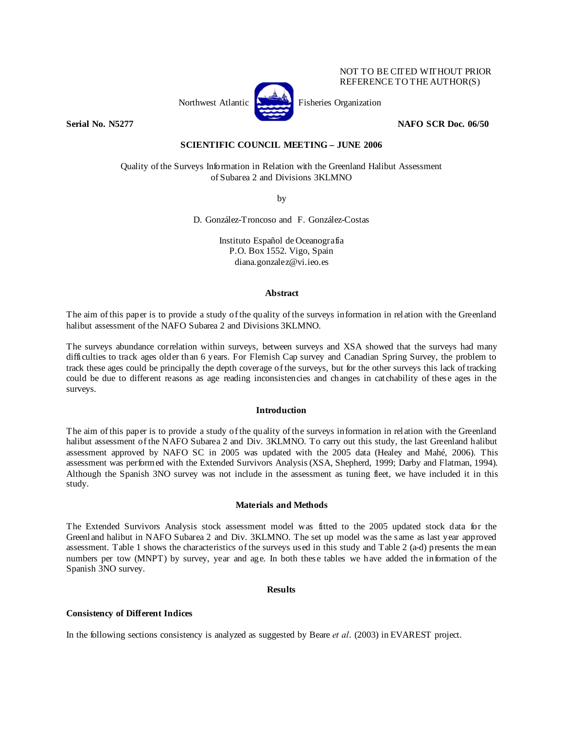NOT TO BE CITED WITHOUT PRIOR REFERENCE TO THE AUTHOR(S)

Northwest Atlantic Fisheries Organization

**Serial No. N5277** **NAFO SCR Doc. 06/50**

**SCIENTIFIC COUNCIL MEETING – JUNE 2006**

Quality of the Surveys Information in Relation with the Greenland Halibut Assessment of Subarea 2 and Divisions 3KLMNO

by

D. González-Troncoso and F. González-Costas

Instituto Español de Oceanografía
P.O. Box 1552. Vigo, Spain
diana.gonzalez@vi.ieo.es

## Abstract

The aim of this paper is to provide a study of the quality of the surveys information in relation with the Greenland halibut assessment of the NAFO Subarea 2 and Divisions 3KLMNO.

The surveys abundance correlation within surveys, between surveys and XSA showed that the surveys had many difficulties to track ages older than 6 years. For Flemish Cap survey and Canadian Spring Survey, the problem to track these ages could be principally the depth coverage of the surveys, but for the other surveys this lack of tracking could be due to different reasons as age reading inconsistencies and changes in catchability of these ages in the surveys.

## Introduction

The aim of this paper is to provide a study of the quality of the surveys information in relation with the Greenland halibut assessment of the NAFO Subarea 2 and Div. 3KLMNO. To carry out this study, the last Greenland halibut assessment approved by NAFO SC in 2005 was updated with the 2005 data (Healey and Mahé, 2006). This assessment was performed with the Extended Survivors Analysis (XSA, Shepherd, 1999; Darby and Flatman, 1994). Although the Spanish 3NO survey was not include in the assessment as tuning fleet, we have included it in this study.

## Materials and Methods

The Extended Survivors Analysis stock assessment model was fitted to the 2005 updated stock data for the Greenland halibut in NAFO Subarea 2 and Div. 3KLMNO. The set up model was the same as last year approved assessment. Table 1 shows the characteristics of the surveys used in this study and Table 2 (a-d) presents the mean numbers per tow (MNPT) by survey, year and age. In both these tables we have added the information of the Spanish 3NO survey.

## Results

### Consistency of Different Indices

In the following sections consistency is analyzed as suggested by Beare *et al*. (2003) in EVAREST project.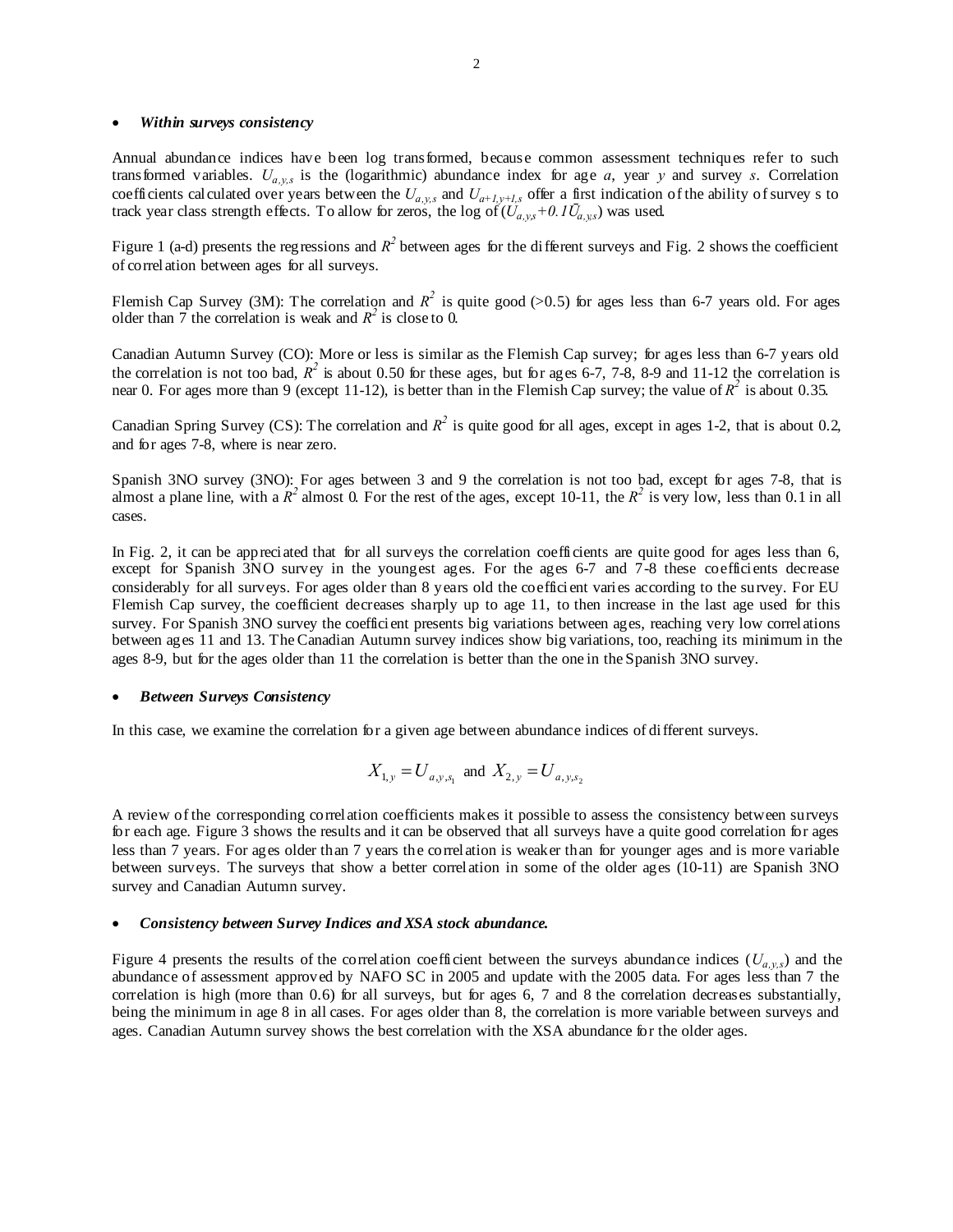- ***Within surveys consistency***

Annual abundance indices have been log transformed, because common assessment techniques refer to such transformed variables. $U_{a,y,s}$ is the (logarithmic) abundance index for age *a*, year *y* and survey *s*. Correlation coefficients calculated over years between the $U_{a,y,s}$ and $U_{a+1,y+1,s}$ offer a first indication of the ability of survey s to track year class strength effects. To allow for zeros, the log of ($U_{a,y,s}+0.1\bar{U}_{a,y,s}$) was used.

Figure 1 (a-d) presents the regressions and $R^2$ between ages for the different surveys and Fig. 2 shows the coefficient of correlation between ages for all surveys.

Flemish Cap Survey (3M): The correlation and $R^2$ is quite good (>0.5) for ages less than 6-7 years old. For ages older than 7 the correlation is weak and $R^2$ is close to 0.

Canadian Autumn Survey (CO): More or less is similar as the Flemish Cap survey; for ages less than 6-7 years old the correlation is not too bad, $R^2$ is about 0.50 for these ages, but for ages 6-7, 7-8, 8-9 and 11-12 the correlation is near 0. For ages more than 9 (except 11-12), is better than in the Flemish Cap survey; the value of $R^2$ is about 0.35.

Canadian Spring Survey (CS): The correlation and $R^2$ is quite good for all ages, except in ages 1-2, that is about 0.2, and for ages 7-8, where is near zero.

Spanish 3NO survey (3NO): For ages between 3 and 9 the correlation is not too bad, except for ages 7-8, that is almost a plane line, with a $R^2$ almost 0. For the rest of the ages, except 10-11, the $R^2$ is very low, less than 0.1 in all cases.

In Fig. 2, it can be appreciated that for all surveys the correlation coefficients are quite good for ages less than 6, except for Spanish 3NO survey in the youngest ages. For the ages 6-7 and 7-8 these coefficients decrease considerably for all surveys. For ages older than 8 years old the coefficient varies according to the survey. For EU Flemish Cap survey, the coefficient decreases sharply up to age 11, to then increase in the last age used for this survey. For Spanish 3NO survey the coefficient presents big variations between ages, reaching very low correlations between ages 11 and 13. The Canadian Autumn survey indices show big variations, too, reaching its minimum in the ages 8-9, but for the ages older than 11 the correlation is better than the one in the Spanish 3NO survey.

- ***Between Surveys Consistency***

In this case, we examine the correlation for a given age between abundance indices of different surveys.

$$X_{1,y} = U_{a,y,s_1} \text{ and } X_{2,y} = U_{a,y,s_2}$$

A review of the corresponding correlation coefficients makes it possible to assess the consistency between surveys for each age. Figure 3 shows the results and it can be observed that all surveys have a quite good correlation for ages less than 7 years. For ages older than 7 years the correlation is weaker than for younger ages and is more variable between surveys. The surveys that show a better correlation in some of the older ages (10-11) are Spanish 3NO survey and Canadian Autumn survey.

- ***Consistency between Survey Indices and XSA stock abundance.***

Figure 4 presents the results of the correlation coefficient between the surveys abundance indices ($U_{a,y,s}$) and the abundance of assessment approved by NAFO SC in 2005 and update with the 2005 data. For ages less than 7 the correlation is high (more than 0.6) for all surveys, but for ages 6, 7 and 8 the correlation decreases substantially, being the minimum in age 8 in all cases. For ages older than 8, the correlation is more variable between surveys and ages. Canadian Autumn survey shows the best correlation with the XSA abundance for the older ages.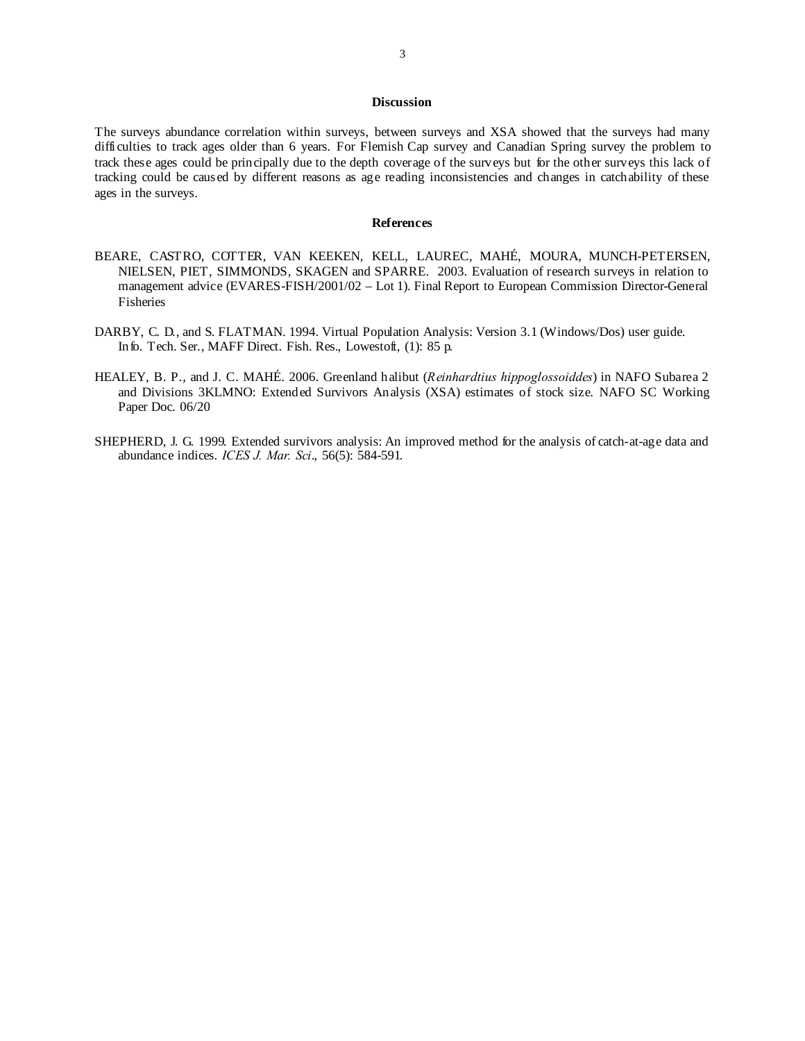## Discussion

The surveys abundance correlation within surveys, between surveys and XSA showed that the surveys had many difficulties to track ages older than 6 years. For Flemish Cap survey and Canadian Spring survey the problem to track these ages could be principally due to the depth coverage of the surveys but for the other surveys this lack of tracking could be caused by different reasons as age reading inconsistencies and changes in catchability of these ages in the surveys.

## References

BEARE, CASTRO, COTTER, VAN KEEKEN, KELL, LAUREC, MAHÉ, MOURA, MUNCH-PETERSEN, NIELSEN, PIET, SIMMONDS, SKAGEN and SPARRE. 2003. Evaluation of research surveys in relation to management advice (EVARES-FISH/2001/02 – Lot 1). Final Report to European Commission Director-General Fisheries

DARBY, C. D., and S. FLATMAN. 1994. Virtual Population Analysis: Version 3.1 (Windows/Dos) user guide. Info. Tech. Ser., MAFF Direct. Fish. Res., Lowestoft, (1): 85 p.

HEALEY, B. P., and J. C. MAHÉ. 2006. Greenland halibut (*Reinhardtius hippoglossoiddes*) in NAFO Subarea 2 and Divisions 3KLMNO: Extended Survivors Analysis (XSA) estimates of stock size. NAFO SC Working Paper Doc. 06/20

SHEPHERD, J. G. 1999. Extended survivors analysis: An improved method for the analysis of catch-at-age data and abundance indices. *ICES J. Mar. Sci*., 56(5): 584-591.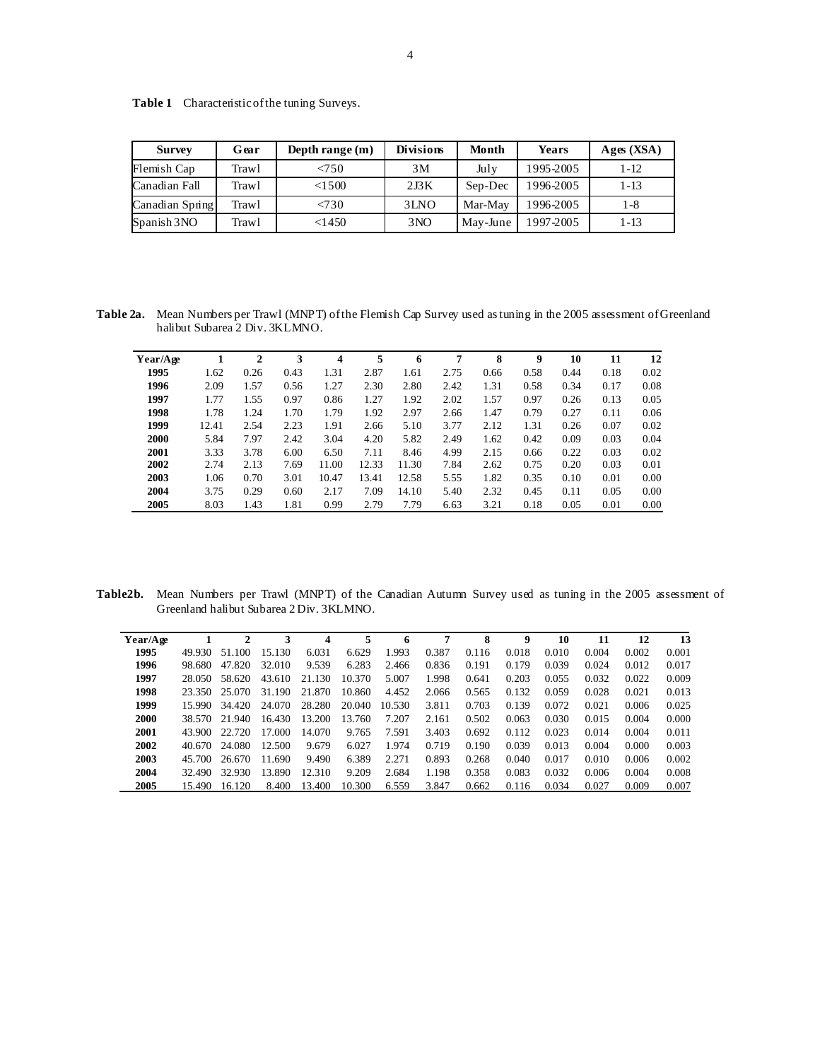**Table 1** Characteristic of the tuning Surveys.

| Survey | Gear | Depth range (m) | Divisions | Month | Years | Ages (XSA) |
|---|---|---|---|---|---|---|
| Flemish Cap | Trawl | <750 | 3M | July | 1995-2005 | 1-12 |
| Canadian Fall | Trawl | <1500 | 2J3K | Sep-Dec | 1996-2005 | 1-13 |
| Canadian Spring | Trawl | <730 | 3LNO | Mar-May | 1996-2005 | 1-8 |
| Spanish 3NO | Trawl | <1450 | 3NO | May-June | 1997-2005 | 1-13 |

**Table 2a.** Mean Numbers per Trawl (MNPT) of the Flemish Cap Survey used as tuning in the 2005 assessment of Greenland halibut Subarea 2 Div. 3KLMNO.

| Year/Age | 1 | 2 | 3 | 4 | 5 | 6 | 7 | 8 | 9 | 10 | 11 | 12 |
|---|---|---|---|---|---|---|---|---|---|---|---|---|
| **1995** | 1.62 | 0.26 | 0.43 | 1.31 | 2.87 | 1.61 | 2.75 | 0.66 | 0.58 | 0.44 | 0.18 | 0.02 |
| **1996** | 2.09 | 1.57 | 0.56 | 1.27 | 2.30 | 2.80 | 2.42 | 1.31 | 0.58 | 0.34 | 0.17 | 0.08 |
| **1997** | 1.77 | 1.55 | 0.97 | 0.86 | 1.27 | 1.92 | 2.02 | 1.57 | 0.97 | 0.26 | 0.13 | 0.05 |
| **1998** | 1.78 | 1.24 | 1.70 | 1.79 | 1.92 | 2.97 | 2.66 | 1.47 | 0.79 | 0.27 | 0.11 | 0.06 |
| **1999** | 12.41 | 2.54 | 2.23 | 1.91 | 2.66 | 5.10 | 3.77 | 2.12 | 1.31 | 0.26 | 0.07 | 0.02 |
| **2000** | 5.84 | 7.97 | 2.42 | 3.04 | 4.20 | 5.82 | 2.49 | 1.62 | 0.42 | 0.09 | 0.03 | 0.04 |
| **2001** | 3.33 | 3.78 | 6.00 | 6.50 | 7.11 | 8.46 | 4.99 | 2.15 | 0.66 | 0.22 | 0.03 | 0.02 |
| **2002** | 2.74 | 2.13 | 7.69 | 11.00 | 12.33 | 11.30 | 7.84 | 2.62 | 0.75 | 0.20 | 0.03 | 0.01 |
| **2003** | 1.06 | 0.70 | 3.01 | 10.47 | 13.41 | 12.58 | 5.55 | 1.82 | 0.35 | 0.10 | 0.01 | 0.00 |
| **2004** | 3.75 | 0.29 | 0.60 | 2.17 | 7.09 | 14.10 | 5.40 | 2.32 | 0.45 | 0.11 | 0.05 | 0.00 |
| **2005** | 8.03 | 1.43 | 1.81 | 0.99 | 2.79 | 7.79 | 6.63 | 3.21 | 0.18 | 0.05 | 0.01 | 0.00 |

**Table2b.** Mean Numbers per Trawl (MNPT) of the Canadian Autumn Survey used as tuning in the 2005 assessment of Greenland halibut Subarea 2 Div. 3KLMNO.

| Year/Age | 1 | 2 | 3 | 4 | 5 | 6 | 7 | 8 | 9 | 10 | 11 | 12 | 13 |
|---|---|---|---|---|---|---|---|---|---|---|---|---|---|
| **1995** | 49.930 | 51.100 | 15.130 | 6.031 | 6.629 | 1.993 | 0.387 | 0.116 | 0.018 | 0.010 | 0.004 | 0.002 | 0.001 |
| **1996** | 98.680 | 47.820 | 32.010 | 9.539 | 6.283 | 2.466 | 0.836 | 0.191 | 0.179 | 0.039 | 0.024 | 0.012 | 0.017 |
| **1997** | 28.050 | 58.620 | 43.610 | 21.130 | 10.370 | 5.007 | 1.998 | 0.641 | 0.203 | 0.055 | 0.032 | 0.022 | 0.009 |
| **1998** | 23.350 | 25.070 | 31.190 | 21.870 | 10.860 | 4.452 | 2.066 | 0.565 | 0.132 | 0.059 | 0.028 | 0.021 | 0.013 |
| **1999** | 15.990 | 34.420 | 24.070 | 28.280 | 20.040 | 10.530 | 3.811 | 0.703 | 0.139 | 0.072 | 0.021 | 0.006 | 0.025 |
| **2000** | 38.570 | 21.940 | 16.430 | 13.200 | 13.760 | 7.207 | 2.161 | 0.502 | 0.063 | 0.030 | 0.015 | 0.004 | 0.000 |
| **2001** | 43.900 | 22.720 | 17.000 | 14.070 | 9.765 | 7.591 | 3.403 | 0.692 | 0.112 | 0.023 | 0.014 | 0.004 | 0.011 |
| **2002** | 40.670 | 24.080 | 12.500 | 9.679 | 6.027 | 1.974 | 0.719 | 0.190 | 0.039 | 0.013 | 0.004 | 0.000 | 0.003 |
| **2003** | 45.700 | 26.670 | 11.690 | 9.490 | 6.389 | 2.271 | 0.893 | 0.268 | 0.040 | 0.017 | 0.010 | 0.006 | 0.002 |
| **2004** | 32.490 | 32.930 | 13.890 | 12.310 | 9.209 | 2.684 | 1.198 | 0.358 | 0.083 | 0.032 | 0.006 | 0.004 | 0.008 |
| **2005** | 15.490 | 16.120 | 8.400 | 13.400 | 10.300 | 6.559 | 3.847 | 0.662 | 0.116 | 0.034 | 0.027 | 0.009 | 0.007 |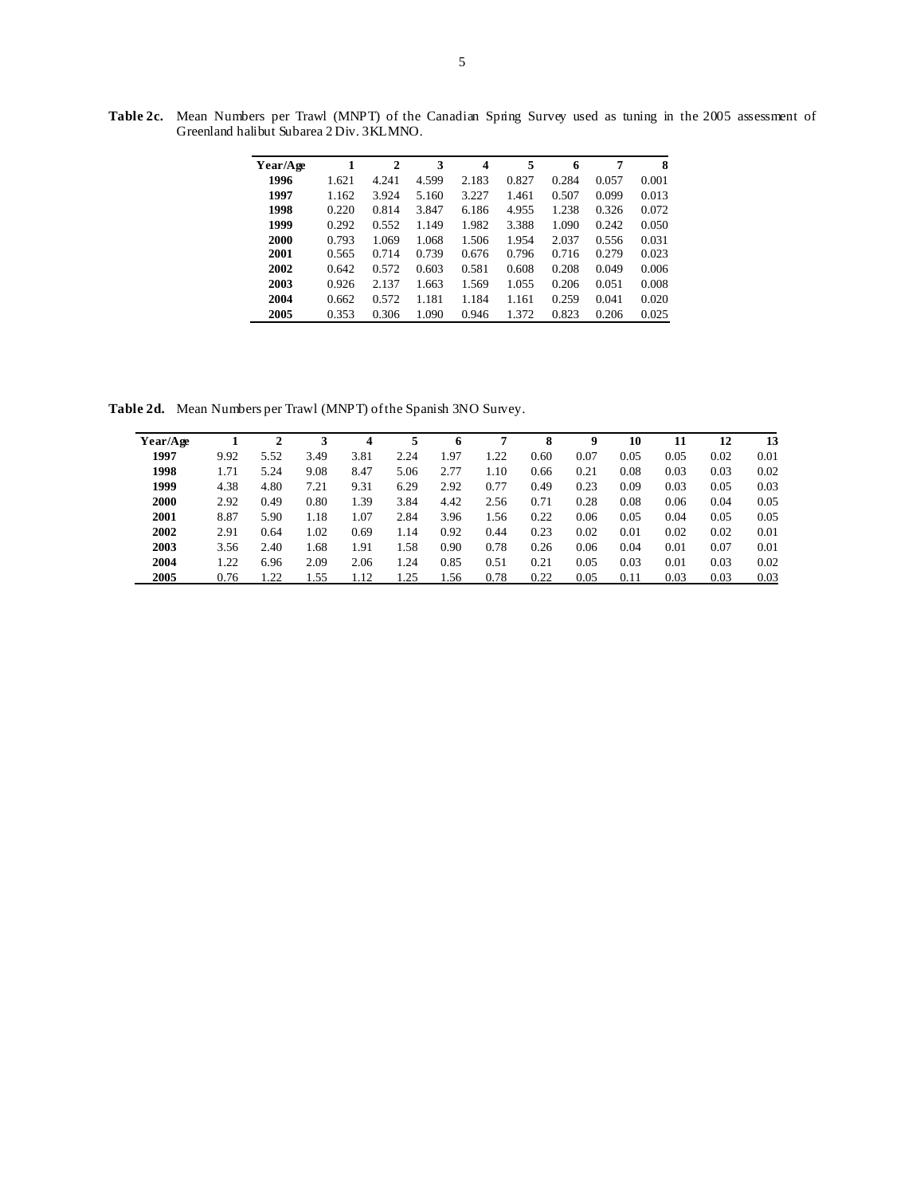**Table 2c.** Mean Numbers per Trawl (MNPT) of the Canadian Spring Survey used as tuning in the 2005 assessment of Greenland halibut Subarea 2 Div. 3KLMNO.

| Year/Age | 1 | 2 | 3 | 4 | 5 | 6 | 7 | 8 |
|---|---|---|---|---|---|---|---|---|
| **1996** | 1.621 | 4.241 | 4.599 | 2.183 | 0.827 | 0.284 | 0.057 | 0.001 |
| **1997** | 1.162 | 3.924 | 5.160 | 3.227 | 1.461 | 0.507 | 0.099 | 0.013 |
| **1998** | 0.220 | 0.814 | 3.847 | 6.186 | 4.955 | 1.238 | 0.326 | 0.072 |
| **1999** | 0.292 | 0.552 | 1.149 | 1.982 | 3.388 | 1.090 | 0.242 | 0.050 |
| **2000** | 0.793 | 1.069 | 1.068 | 1.506 | 1.954 | 2.037 | 0.556 | 0.031 |
| **2001** | 0.565 | 0.714 | 0.739 | 0.676 | 0.796 | 0.716 | 0.279 | 0.023 |
| **2002** | 0.642 | 0.572 | 0.603 | 0.581 | 0.608 | 0.208 | 0.049 | 0.006 |
| **2003** | 0.926 | 2.137 | 1.663 | 1.569 | 1.055 | 0.206 | 0.051 | 0.008 |
| **2004** | 0.662 | 0.572 | 1.181 | 1.184 | 1.161 | 0.259 | 0.041 | 0.020 |
| **2005** | 0.353 | 0.306 | 1.090 | 0.946 | 1.372 | 0.823 | 0.206 | 0.025 |

**Table 2d.** Mean Numbers per Trawl (MNPT) of the Spanish 3NO Survey.

| Year/Age | 1 | 2 | 3 | 4 | 5 | 6 | 7 | 8 | 9 | 10 | 11 | 12 | 13 |
|---|---|---|---|---|---|---|---|---|---|---|---|---|---|
| **1997** | 9.92 | 5.52 | 3.49 | 3.81 | 2.24 | 1.97 | 1.22 | 0.60 | 0.07 | 0.05 | 0.05 | 0.02 | 0.01 |
| **1998** | 1.71 | 5.24 | 9.08 | 8.47 | 5.06 | 2.77 | 1.10 | 0.66 | 0.21 | 0.08 | 0.03 | 0.03 | 0.02 |
| **1999** | 4.38 | 4.80 | 7.21 | 9.31 | 6.29 | 2.92 | 0.77 | 0.49 | 0.23 | 0.09 | 0.03 | 0.05 | 0.03 |
| **2000** | 2.92 | 0.49 | 0.80 | 1.39 | 3.84 | 4.42 | 2.56 | 0.71 | 0.28 | 0.08 | 0.06 | 0.04 | 0.05 |
| **2001** | 8.87 | 5.90 | 1.18 | 1.07 | 2.84 | 3.96 | 1.56 | 0.22 | 0.06 | 0.05 | 0.04 | 0.05 | 0.05 |
| **2002** | 2.91 | 0.64 | 1.02 | 0.69 | 1.14 | 0.92 | 0.44 | 0.23 | 0.02 | 0.01 | 0.02 | 0.02 | 0.01 |
| **2003** | 3.56 | 2.40 | 1.68 | 1.91 | 1.58 | 0.90 | 0.78 | 0.26 | 0.06 | 0.04 | 0.01 | 0.07 | 0.01 |
| **2004** | 1.22 | 6.96 | 2.09 | 2.06 | 1.24 | 0.85 | 0.51 | 0.21 | 0.05 | 0.03 | 0.01 | 0.03 | 0.02 |
| **2005** | 0.76 | 1.22 | 1.55 | 1.12 | 1.25 | 1.56 | 0.78 | 0.22 | 0.05 | 0.11 | 0.03 | 0.03 | 0.03 |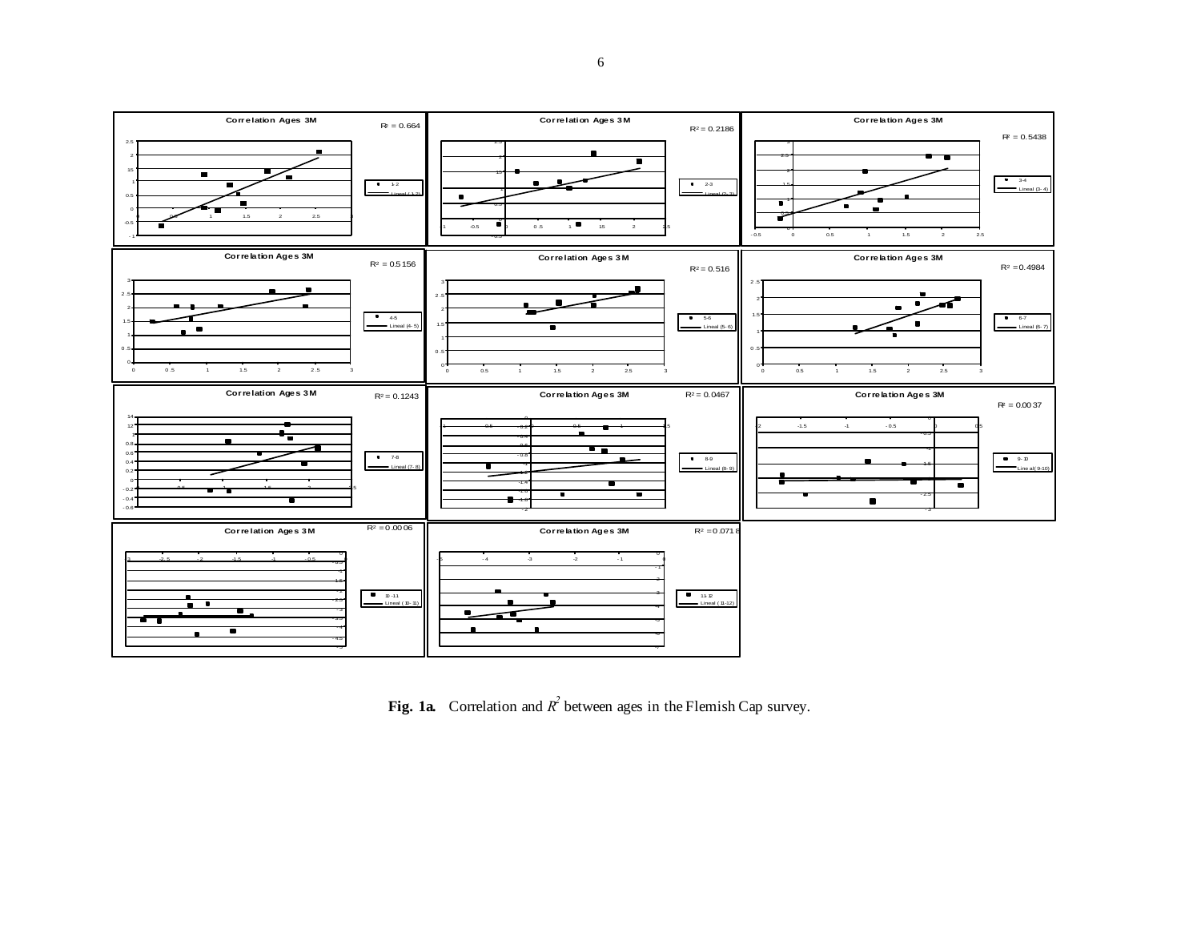**Fig. 1a.** Correlation and $R^2$ between ages in the Flemish Cap survey.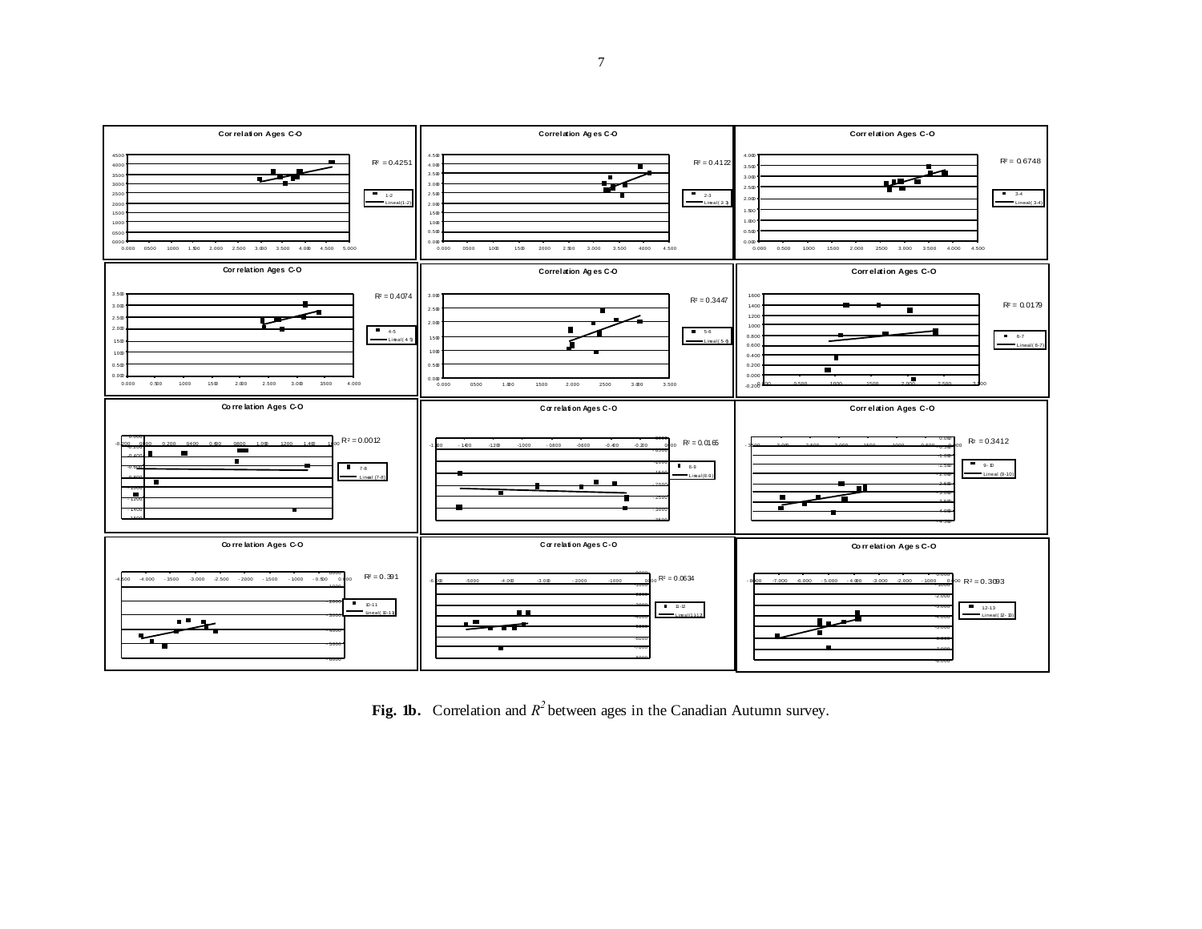**Fig. 1b.** Correlation and $R^2$ between ages in the Canadian Autumn survey.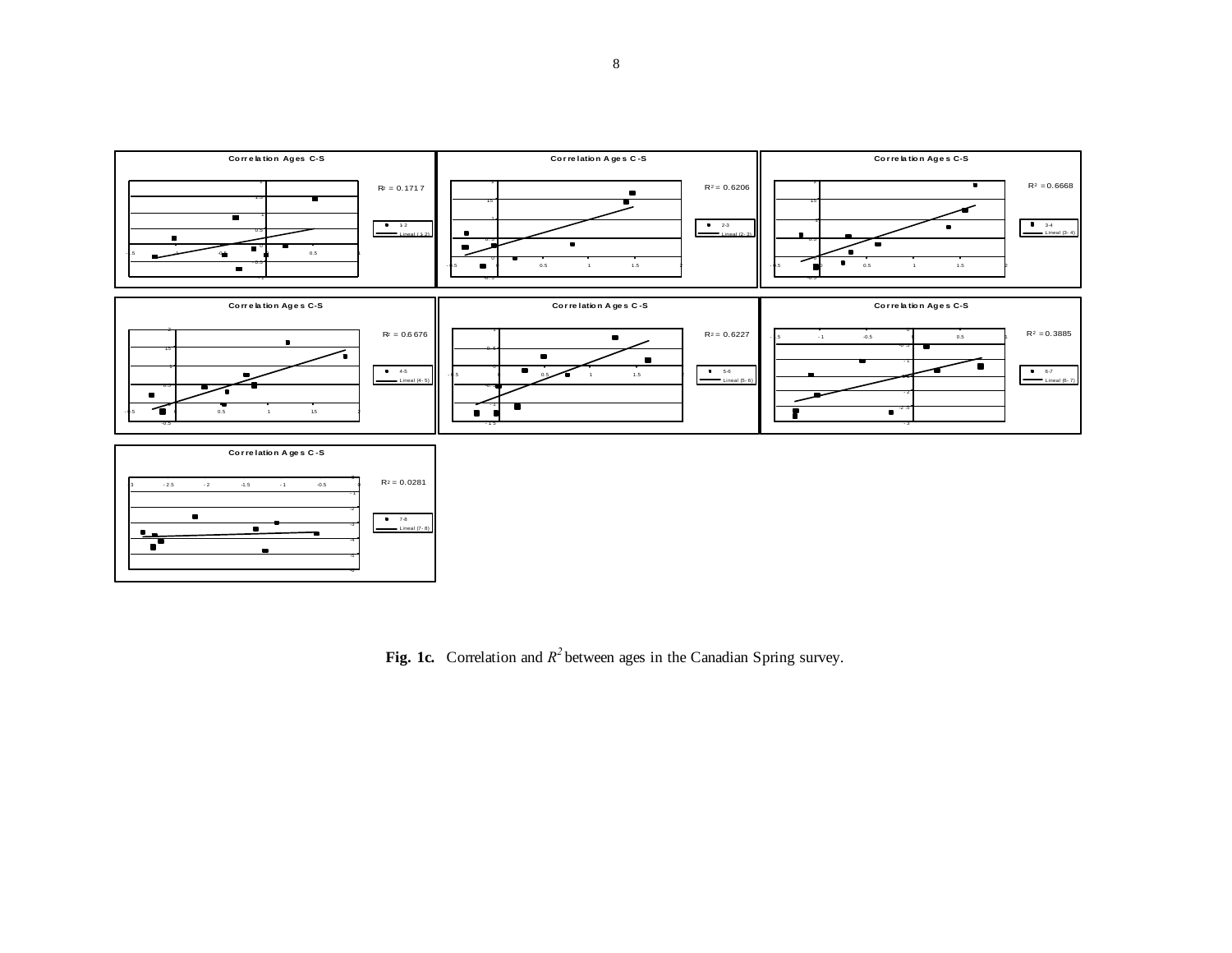**Fig. 1c.** Correlation and $R^2$ between ages in the Canadian Spring survey.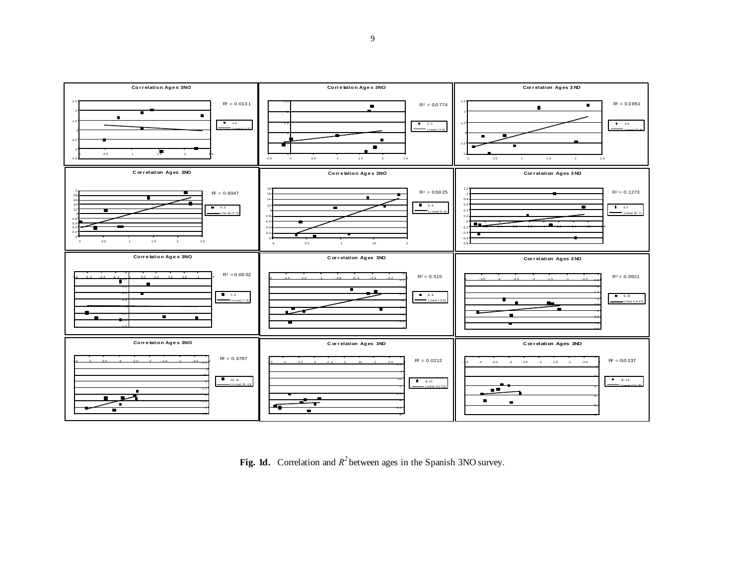**Fig. 1d.** Correlation and $R^2$ between ages in the Spanish 3NO survey.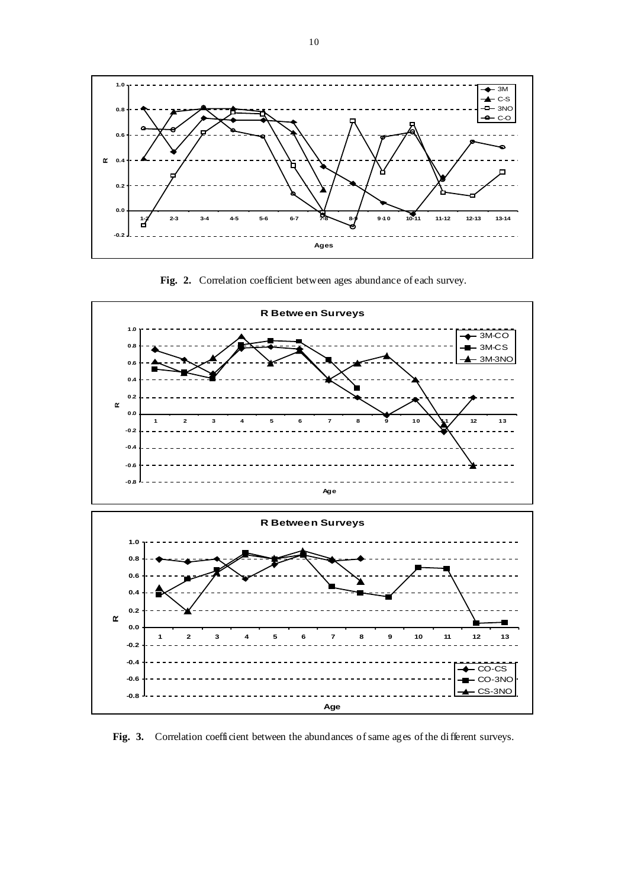**Fig. 2.** Correlation coefficient between ages abundance of each survey.

**Fig. 3.** Correlation coefficient between the abundances of same ages of the different surveys.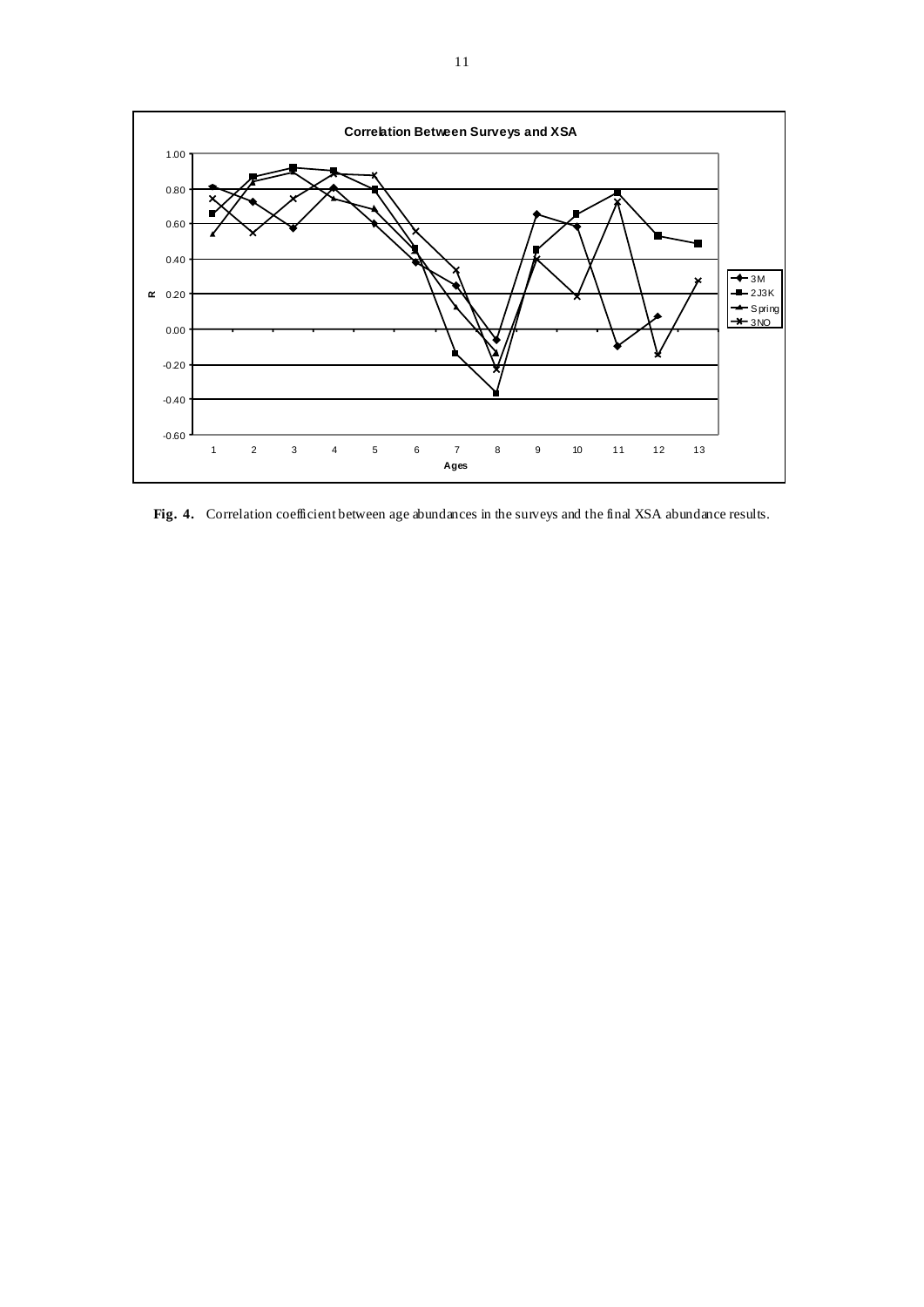Correlation Between Surveys and XSA

1.00
0.80
0.60
0.40
0.20
0.00
-0.20
-0.40
-0.60

R

1 2 3 4 5 6 7 8 9 10 11 12 13

Ages

3M
2J3K
Spring
3NO

**Fig. 4.** Correlation coefficient between age abundances in the surveys and the final XSA abundance results.